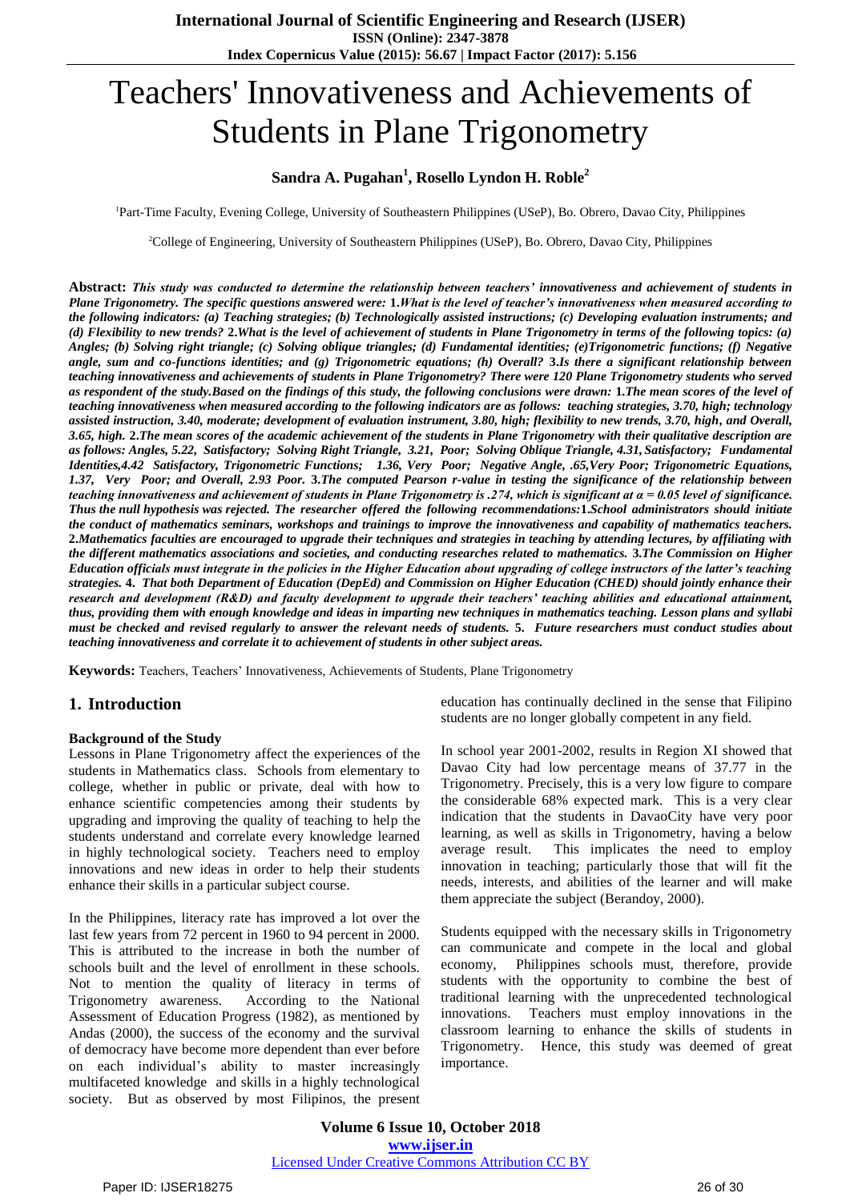# Teachers' Innovativeness and Achievements of Students in Plane Trigonometry

**Sandra A. Pugahan[1], Rosello Lyndon H. Roble[2]**

[1]Part-Time Faculty, Evening College, University of Southeastern Philippines (USeP), Bo. Obrero, Davao City, Philippines

[2]College of Engineering, University of Southeastern Philippines (USeP), Bo. Obrero, Davao City, Philippines

**Abstract:** ***This study was conducted to determine the relationship between teachers' innovativeness and achievement of students in Plane Trigonometry. The specific questions answered were:* 1.*What is the level of teacher's innovativeness when measured according to the following indicators: (a) Teaching strategies; (b) Technologically assisted instructions; (c) Developing evaluation instruments; and (d) Flexibility to new trends?* 2.*What is the level of achievement of students in Plane Trigonometry in terms of the following topics: (a) Angles; (b) Solving right triangle; (c) Solving oblique triangles; (d) Fundamental identities; (e)Trigonometric functions; (f) Negative angle, sum and co-functions identities; and (g) Trigonometric equations; (h) Overall?* 3.*Is there a significant relationship between teaching innovativeness and achievements of students in Plane Trigonometry? There were 120 Plane Trigonometry students who served as respondent of the study.Based on the findings of this study, the following conclusions were drawn:* 1.*The mean scores of the level of teaching innovativeness when measured according to the following indicators are as follows: teaching strategies, 3.70, high; technology assisted instruction, 3.40, moderate; development of evaluation instrument, 3.80, high; flexibility to new trends, 3.70, high, and Overall, 3.65, high.* 2.*The mean scores of the academic achievement of the students in Plane Trigonometry with their qualitative description are as follows: Angles, 5.22, Satisfactory; Solving Right Triangle, 3.21, Poor; Solving Oblique Triangle, 4.31, Satisfactory; Fundamental Identities,4.42 Satisfactory, Trigonometric Functions; 1.36, Very Poor; Negative Angle, .65,Very Poor; Trigonometric Equations, 1.37, Very Poor; and Overall, 2.93 Poor.* 3.*The computed Pearson r-value in testing the significance of the relationship between teaching innovativeness and achievement of students in Plane Trigonometry is .274, which is significant at $\alpha = 0.05$ level of significance. Thus the null hypothesis was rejected. The researcher offered the following recommendations:*1.*School administrators should initiate the conduct of mathematics seminars, workshops and trainings to improve the innovativeness and capability of mathematics teachers.* 2.*Mathematics faculties are encouraged to upgrade their techniques and strategies in teaching by attending lectures, by affiliating with the different mathematics associations and societies, and conducting researches related to mathematics.* 3.*The Commission on Higher Education officials must integrate in the policies in the Higher Education about upgrading of college instructors of the latter's teaching strategies.* 4. *That both Department of Education (DepEd) and Commission on Higher Education (CHED) should jointly enhance their research and development (R&D) and faculty development to upgrade their teachers' teaching abilities and educational attainment, thus, providing them with enough knowledge and ideas in imparting new techniques in mathematics teaching. Lesson plans and syllabi must be checked and revised regularly to answer the relevant needs of students.* 5. *Future researchers must conduct studies about teaching innovativeness and correlate it to achievement of students in other subject areas.***

**Keywords:** Teachers, Teachers' Innovativeness, Achievements of Students, Plane Trigonometry

## 1. Introduction

### Background of the Study

Lessons in Plane Trigonometry affect the experiences of the students in Mathematics class. Schools from elementary to college, whether in public or private, deal with how to enhance scientific competencies among their students by upgrading and improving the quality of teaching to help the students understand and correlate every knowledge learned in highly technological society. Teachers need to employ innovations and new ideas in order to help their students enhance their skills in a particular subject course.

In the Philippines, literacy rate has improved a lot over the last few years from 72 percent in 1960 to 94 percent in 2000. This is attributed to the increase in both the number of schools built and the level of enrollment in these schools. Not to mention the quality of literacy in terms of Trigonometry awareness. According to the National Assessment of Education Progress (1982), as mentioned by Andas (2000), the success of the economy and the survival of democracy have become more dependent than ever before on each individual's ability to master increasingly multifaceted knowledge and skills in a highly technological society. But as observed by most Filipinos, the present education has continually declined in the sense that Filipino students are no longer globally competent in any field.

In school year 2001-2002, results in Region XI showed that Davao City had low percentage means of 37.77 in the Trigonometry. Precisely, this is a very low figure to compare the considerable 68% expected mark. This is a very clear indication that the students in DavaoCity have very poor learning, as well as skills in Trigonometry, having a below average result. This implicates the need to employ innovation in teaching; particularly those that will fit the needs, interests, and abilities of the learner and will make them appreciate the subject (Berandoy, 2000).

Students equipped with the necessary skills in Trigonometry can communicate and compete in the local and global economy, Philippines schools must, therefore, provide students with the opportunity to combine the best of traditional learning with the unprecedented technological innovations. Teachers must employ innovations in the classroom learning to enhance the skills of students in Trigonometry. Hence, this study was deemed of great importance.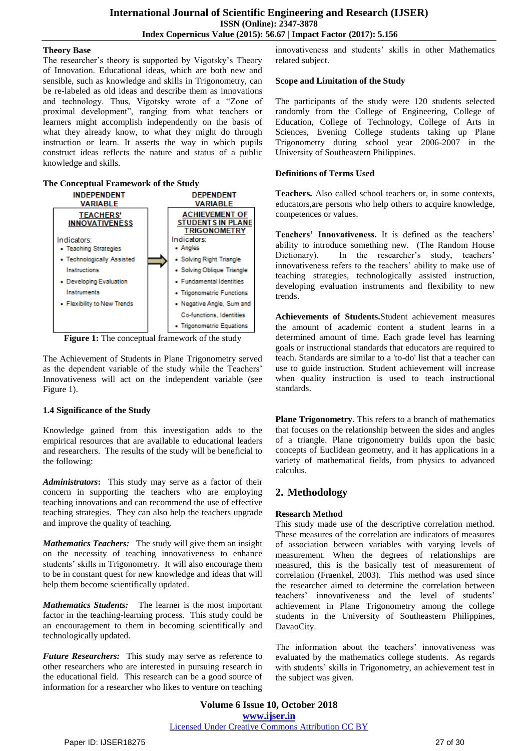**Theory Base**

The researcher's theory is supported by Vigotsky's Theory of Innovation. Educational ideas, which are both new and sensible, such as knowledge and skills in Trigonometry, can be re-labeled as old ideas and describe them as innovations and technology. Thus, Vigotsky wrote of a "Zone of proximal development", ranging from what teachers or learners might accomplish independently on the basis of what they already know, to what they might do through instruction or learn. It asserts the way in which pupils construct ideas reflects the nature and status of a public knowledge and skills.

**The Conceptual Framework of the Study**

| INDEPENDENT VARIABLE | | DEPENDENT VARIABLE |
|---|---|---|
| **TEACHERS' INNOVATIVENESS**<br>Indicators:<br>• Teaching Strategies<br>• Technologically Assisted Instructions<br>• Developing Evaluation Instruments<br>• Flexibility to New Trends | ⇒ | **ACHIEVEMENT OF STUDENTS IN PLANE TRIGONOMETRY**<br>Indicators:<br>• Angles<br>• Solving Right Triangle<br>• Solving Oblique Triangle<br>• Fundamental Identities<br>• Trigonometric Functions<br>• Negative Angle, Sum and Co-functions, Identities<br>• Trigonometric Equations |

**Figure 1:** The conceptual framework of the study

The Achievement of Students in Plane Trigonometry served as the dependent variable of the study while the Teachers' Innovativeness will act on the independent variable (see Figure 1).

### 1.4 Significance of the Study

Knowledge gained from this investigation adds to the empirical resources that are available to educational leaders and researchers. The results of the study will be beneficial to the following:

***Administrators*:** This study may serve as a factor of their concern in supporting the teachers who are employing teaching innovations and can recommend the use of effective teaching strategies. They can also help the teachers upgrade and improve the quality of teaching.

***Mathematics Teachers:*** The study will give them an insight on the necessity of teaching innovativeness to enhance students' skills in Trigonometry. It will also encourage them to be in constant quest for new knowledge and ideas that will help them become scientifically updated.

***Mathematics Students:*** The learner is the most important factor in the teaching-learning process. This study could be an encouragement to them in becoming scientifically and technologically updated.

***Future Researchers:*** This study may serve as reference to other researchers who are interested in pursuing research in the educational field. This research can be a good source of information for a researcher who likes to venture on teaching innovativeness and students' skills in other Mathematics related subject.

**Scope and Limitation of the Study**

The participants of the study were 120 students selected randomly from the College of Engineering, College of Education, College of Technology, College of Arts in Sciences, Evening College students taking up Plane Trigonometry during school year 2006-2007 in the University of Southeastern Philippines.

**Definitions of Terms Used**

**Teachers.** Also called school teachers or, in some contexts, educators,are persons who help others to acquire knowledge, competences or values.

**Teachers' Innovativeness.** It is defined as the teachers' ability to introduce something new. (The Random House Dictionary). In the researcher's study, teachers' innovativeness refers to the teachers' ability to make use of teaching strategies, technologically assisted instruction, developing evaluation instruments and flexibility to new trends.

**Achievements of Students.**Student achievement measures the amount of academic content a student learns in a determined amount of time. Each grade level has learning goals or instructional standards that educators are required to teach. Standards are similar to a 'to-do' list that a teacher can use to guide instruction. Student achievement will increase when quality instruction is used to teach instructional standards.

**Plane Trigonometry**. This refers to a branch of mathematics that focuses on the relationship between the sides and angles of a triangle. Plane trigonometry builds upon the basic concepts of Euclidean geometry, and it has applications in a variety of mathematical fields, from physics to advanced calculus.

## 2. Methodology

**Research Method**

This study made use of the descriptive correlation method. These measures of the correlation are indicators of measures of association between variables with varying levels of measurement. When the degrees of relationships are measured, this is the basically test of measurement of correlation (Fraenkel, 2003). This method was used since the researcher aimed to determine the correlation between teachers' innovativeness and the level of students' achievement in Plane Trigonometry among the college students in the University of Southeastern Philippines, DavaoCity.

The information about the teachers' innovativeness was evaluated by the mathematics college students. As regards with students' skills in Trigonometry, an achievement test in the subject was given.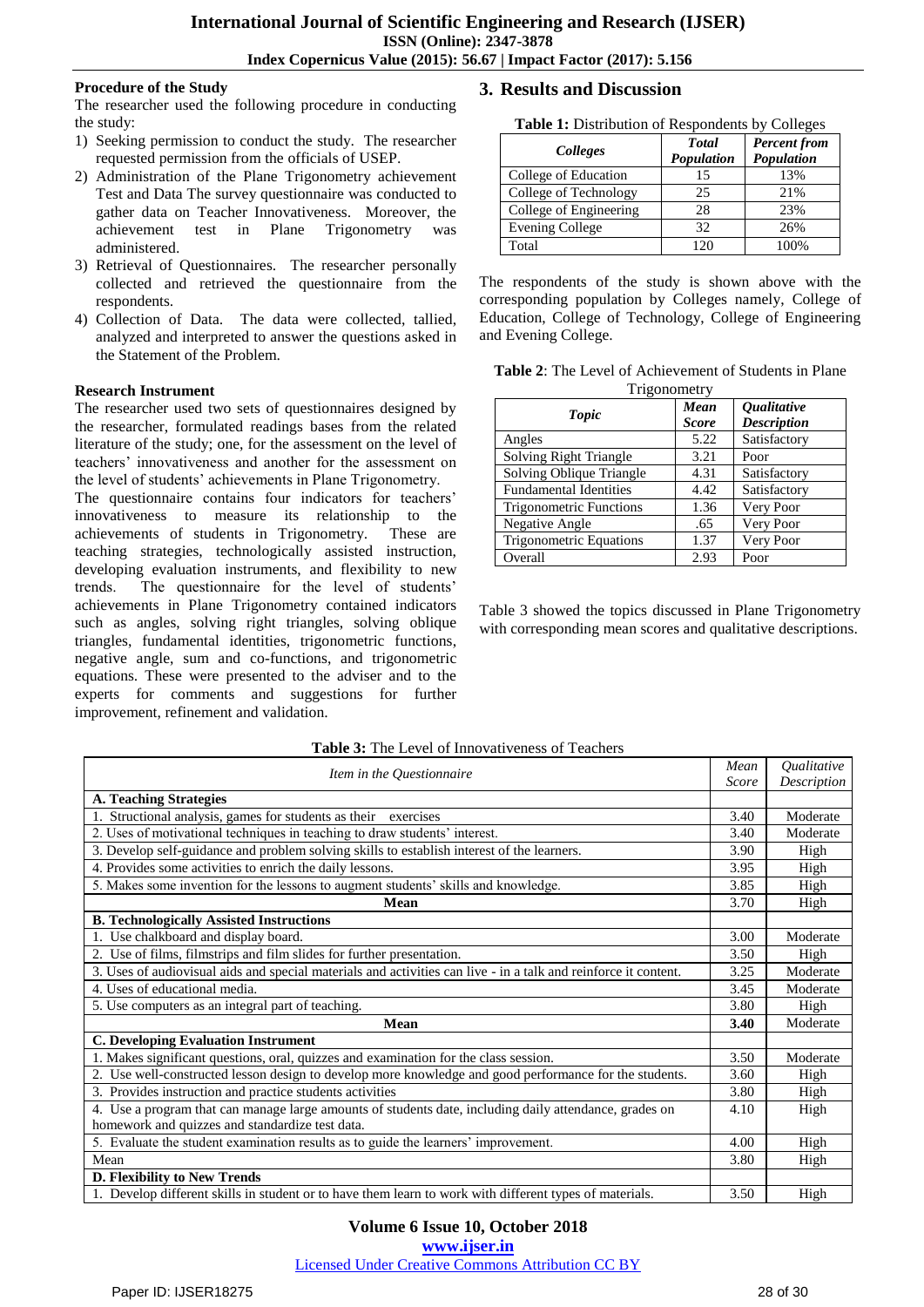**Procedure of the Study**

The researcher used the following procedure in conducting the study:

1) Seeking permission to conduct the study. The researcher requested permission from the officials of USEP.
2) Administration of the Plane Trigonometry achievement Test and Data The survey questionnaire was conducted to gather data on Teacher Innovativeness. Moreover, the achievement test in Plane Trigonometry was administered.
3) Retrieval of Questionnaires. The researcher personally collected and retrieved the questionnaire from the respondents.
4) Collection of Data. The data were collected, tallied, analyzed and interpreted to answer the questions asked in the Statement of the Problem.

**Research Instrument**

The researcher used two sets of questionnaires designed by the researcher, formulated readings bases from the related literature of the study; one, for the assessment on the level of teachers' innovativeness and another for the assessment on the level of students' achievements in Plane Trigonometry.

The questionnaire contains four indicators for teachers' innovativeness to measure its relationship to the achievements of students in Trigonometry. These are teaching strategies, technologically assisted instruction, developing evaluation instruments, and flexibility to new trends. The questionnaire for the level of students' achievements in Plane Trigonometry contained indicators such as angles, solving right triangles, solving oblique triangles, fundamental identities, trigonometric functions, negative angle, sum and co-functions, and trigonometric equations. These were presented to the adviser and to the experts for comments and suggestions for further improvement, refinement and validation.

## 3. Results and Discussion

**Table 1:** Distribution of Respondents by Colleges

| *Colleges* | *Total Population* | *Percent from Population* |
|---|---|---|
| College of Education | 15 | 13% |
| College of Technology | 25 | 21% |
| College of Engineering | 28 | 23% |
| Evening College | 32 | 26% |
| Total | 120 | 100% |

The respondents of the study is shown above with the corresponding population by Colleges namely, College of Education, College of Technology, College of Engineering and Evening College.

**Table 2**: The Level of Achievement of Students in Plane Trigonometry

| *Topic* | *Mean Score* | *Qualitative Description* |
|---|---|---|
| Angles | 5.22 | Satisfactory |
| Solving Right Triangle | 3.21 | Poor |
| Solving Oblique Triangle | 4.31 | Satisfactory |
| Fundamental Identities | 4.42 | Satisfactory |
| Trigonometric Functions | 1.36 | Very Poor |
| Negative Angle | .65 | Very Poor |
| Trigonometric Equations | 1.37 | Very Poor |
| Overall | 2.93 | Poor |

Table 3 showed the topics discussed in Plane Trigonometry with corresponding mean scores and qualitative descriptions.

**Table 3:** The Level of Innovativeness of Teachers

| *Item in the Questionnaire* | *Mean Score* | *Qualitative Description* |
|---|---|---|
| **A. Teaching Strategies** | | |
| 1. Structional analysis, games for students as their exercises | 3.40 | Moderate |
| 2. Uses of motivational techniques in teaching to draw students' interest. | 3.40 | Moderate |
| 3. Develop self-guidance and problem solving skills to establish interest of the learners. | 3.90 | High |
| 4. Provides some activities to enrich the daily lessons. | 3.95 | High |
| 5. Makes some invention for the lessons to augment students' skills and knowledge. | 3.85 | High |
| **Mean** | 3.70 | High |
| **B. Technologically Assisted Instructions** | | |
| 1. Use chalkboard and display board. | 3.00 | Moderate |
| 2. Use of films, filmstrips and film slides for further presentation. | 3.50 | High |
| 3. Uses of audiovisual aids and special materials and activities can live - in a talk and reinforce it content. | 3.25 | Moderate |
| 4. Uses of educational media. | 3.45 | Moderate |
| 5. Use computers as an integral part of teaching. | 3.80 | High |
| **Mean** | **3.40** | Moderate |
| **C. Developing Evaluation Instrument** | | |
| 1. Makes significant questions, oral, quizzes and examination for the class session. | 3.50 | Moderate |
| 2. Use well-constructed lesson design to develop more knowledge and good performance for the students. | 3.60 | High |
| 3. Provides instruction and practice students activities | 3.80 | High |
| 4. Use a program that can manage large amounts of students date, including daily attendance, grades on homework and quizzes and standardize test data. | 4.10 | High |
| 5. Evaluate the student examination results as to guide the learners' improvement. | 4.00 | High |
| Mean | 3.80 | High |
| **D. Flexibility to New Trends** | | |
| 1. Develop different skills in student or to have them learn to work with different types of materials. | 3.50 | High |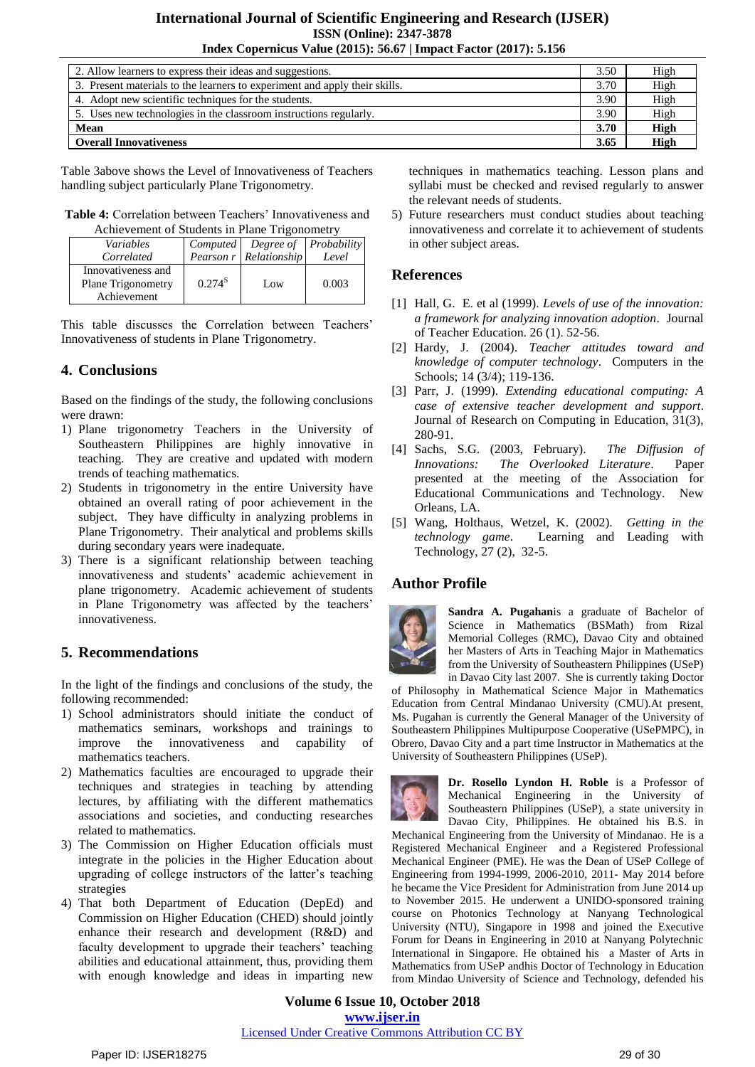| | | |
|---|---|---|
| 2. Allow learners to express their ideas and suggestions. | 3.50 | High |
| 3. Present materials to the learners to experiment and apply their skills. | 3.70 | High |
| 4. Adopt new scientific techniques for the students. | 3.90 | High |
| 5. Uses new technologies in the classroom instructions regularly. | 3.90 | High |
| **Mean** | **3.70** | **High** |
| **Overall Innovativeness** | **3.65** | **High** |

Table 3above shows the Level of Innovativeness of Teachers handling subject particularly Plane Trigonometry.

**Table 4:** Correlation between Teachers' Innovativeness and Achievement of Students in Plane Trigonometry

| *Variables Correlated* | *Computed Pearson r* | *Degree of Relationship* | *Probability Level* |
|---|---|---|---|
| Innovativeness and Plane Trigonometry Achievement | $0.274^S$ | Low | 0.003 |

This table discusses the Correlation between Teachers' Innovativeness of students in Plane Trigonometry.

## 4. Conclusions

Based on the findings of the study, the following conclusions were drawn:

1) Plane trigonometry Teachers in the University of Southeastern Philippines are highly innovative in teaching. They are creative and updated with modern trends of teaching mathematics.
2) Students in trigonometry in the entire University have obtained an overall rating of poor achievement in the subject. They have difficulty in analyzing problems in Plane Trigonometry. Their analytical and problems skills during secondary years were inadequate.
3) There is a significant relationship between teaching innovativeness and students' academic achievement in plane trigonometry. Academic achievement of students in Plane Trigonometry was affected by the teachers' innovativeness.

## 5. Recommendations

In the light of the findings and conclusions of the study, the following recommended:

1) School administrators should initiate the conduct of mathematics seminars, workshops and trainings to improve the innovativeness and capability of mathematics teachers.
2) Mathematics faculties are encouraged to upgrade their techniques and strategies in teaching by attending lectures, by affiliating with the different mathematics associations and societies, and conducting researches related to mathematics.
3) The Commission on Higher Education officials must integrate in the policies in the Higher Education about upgrading of college instructors of the latter's teaching strategies
4) That both Department of Education (DepEd) and Commission on Higher Education (CHED) should jointly enhance their research and development (R&D) and faculty development to upgrade their teachers' teaching abilities and educational attainment, thus, providing them with enough knowledge and ideas in imparting new techniques in mathematics teaching. Lesson plans and syllabi must be checked and revised regularly to answer the relevant needs of students.
5) Future researchers must conduct studies about teaching innovativeness and correlate it to achievement of students in other subject areas.

## References

[1] Hall, G. E. et al (1999). *Levels of use of the innovation: a framework for analyzing innovation adoption*. Journal of Teacher Education. 26 (1). 52-56.

[2] Hardy, J. (2004). *Teacher attitudes toward and knowledge of computer technology*. Computers in the Schools; 14 (3/4); 119-136.

[3] Parr, J. (1999). *Extending educational computing: A case of extensive teacher development and support*. Journal of Research on Computing in Education, 31(3), 280-91.

[4] Sachs, S.G. (2003, February). *The Diffusion of Innovations: The Overlooked Literature*. Paper presented at the meeting of the Association for Educational Communications and Technology. New Orleans, LA.

[5] Wang, Holthaus, Wetzel, K. (2002). *Getting in the technology game*. Learning and Leading with Technology, 27 (2), 32-5.

## Author Profile

**Sandra A. Pugahan**is a graduate of Bachelor of Science in Mathematics (BSMath) from Rizal Memorial Colleges (RMC), Davao City and obtained her Masters of Arts in Teaching Major in Mathematics from the University of Southeastern Philippines (USeP) in Davao City last 2007. She is currently taking Doctor of Philosophy in Mathematical Science Major in Mathematics Education from Central Mindanao University (CMU).At present, Ms. Pugahan is currently the General Manager of the University of Southeastern Philippines Multipurpose Cooperative (USePMPC), in Obrero, Davao City and a part time Instructor in Mathematics at the University of Southeastern Philippines (USeP).

**Dr. Rosello Lyndon H. Roble** is a Professor of Mechanical Engineering in the University of Southeastern Philippines (USeP), a state university in Davao City, Philippines. He obtained his B.S. in Mechanical Engineering from the University of Mindanao. He is a Registered Mechanical Engineer and a Registered Professional Mechanical Engineer (PME). He was the Dean of USeP College of Engineering from 1994-1999, 2006-2010, 2011- May 2014 before he became the Vice President for Administration from June 2014 up to November 2015. He underwent a UNIDO-sponsored training course on Photonics Technology at Nanyang Technological University (NTU), Singapore in 1998 and joined the Executive Forum for Deans in Engineering in 2010 at Nanyang Polytechnic International in Singapore. He obtained his a Master of Arts in Mathematics from USeP andhis Doctor of Technology in Education from Mindao University of Science and Technology, defended his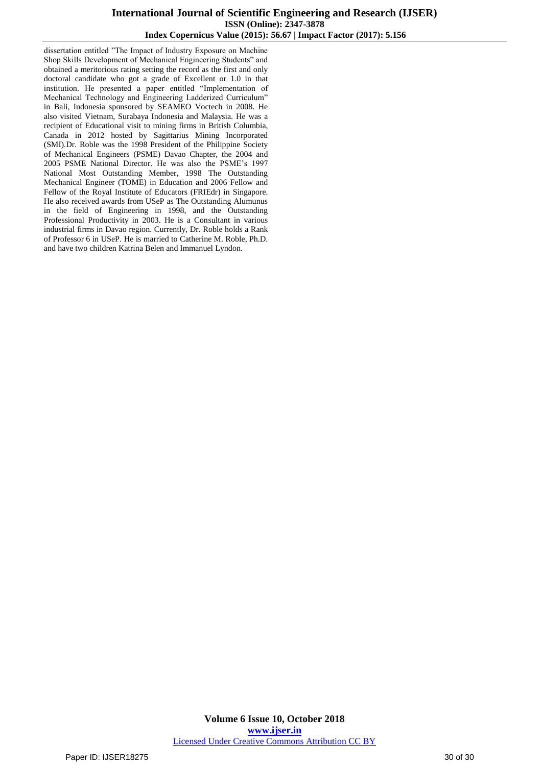dissertation entitled "The Impact of Industry Exposure on Machine Shop Skills Development of Mechanical Engineering Students" and obtained a meritorious rating setting the record as the first and only doctoral candidate who got a grade of Excellent or 1.0 in that institution. He presented a paper entitled "Implementation of Mechanical Technology and Engineering Ladderized Curriculum" in Bali, Indonesia sponsored by SEAMEO Voctech in 2008. He also visited Vietnam, Surabaya Indonesia and Malaysia. He was a recipient of Educational visit to mining firms in British Columbia, Canada in 2012 hosted by Sagittarius Mining Incorporated (SMI).Dr. Roble was the 1998 President of the Philippine Society of Mechanical Engineers (PSME) Davao Chapter, the 2004 and 2005 PSME National Director. He was also the PSME's 1997 National Most Outstanding Member, 1998 The Outstanding Mechanical Engineer (TOME) in Education and 2006 Fellow and Fellow of the Royal Institute of Educators (FRIEdr) in Singapore. He also received awards from USeP as The Outstanding Alumunus in the field of Engineering in 1998, and the Outstanding Professional Productivity in 2003. He is a Consultant in various industrial firms in Davao region. Currently, Dr. Roble holds a Rank of Professor 6 in USeP. He is married to Catherine M. Roble, Ph.D. and have two children Katrina Belen and Immanuel Lyndon.